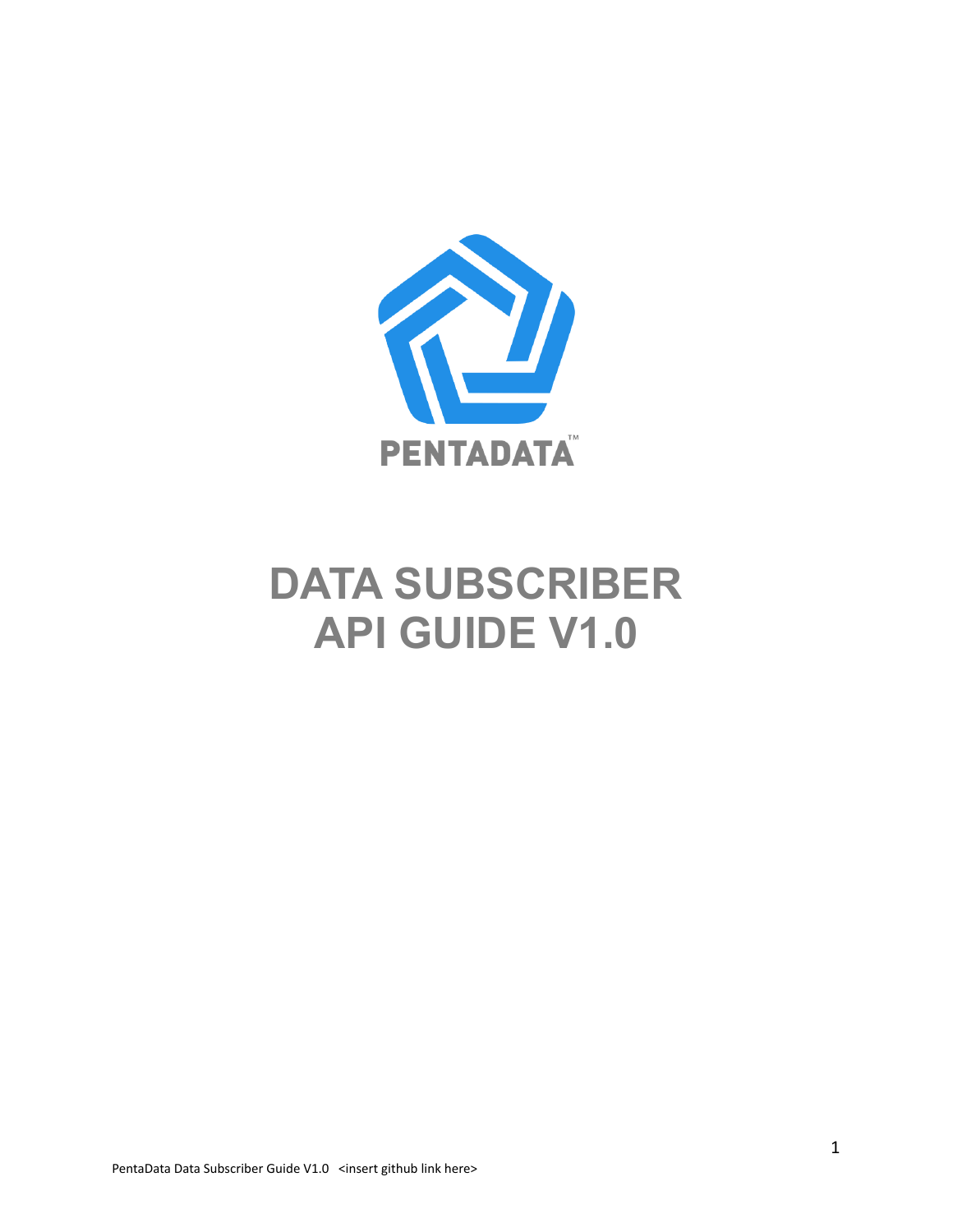PENTADATA™

# DATA SUBSCRIBER API GUIDE V1.0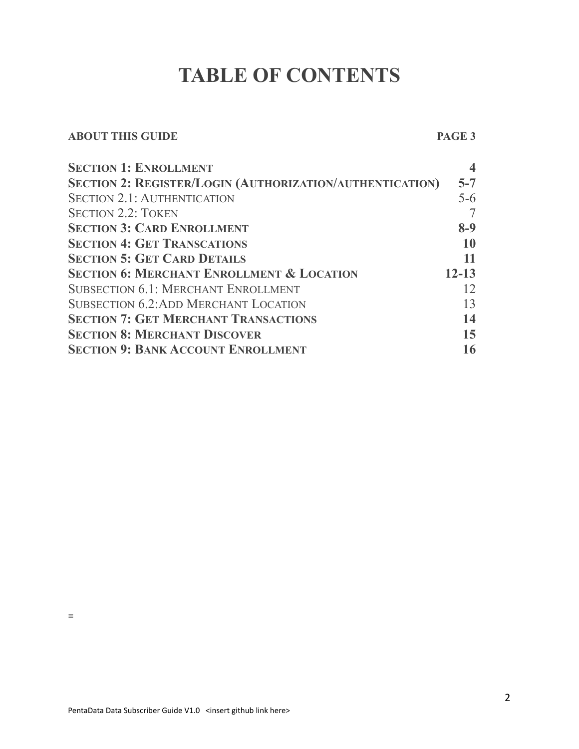# TABLE OF CONTENTS

| | |
|---|---|
| **ABOUT THIS GUIDE** | **PAGE 3** |
| **SECTION 1: ENROLLMENT** | **4** |
| **SECTION 2: REGISTER/LOGIN (AUTHORIZATION/AUTHENTICATION)** | **5-7** |
| SECTION 2.1: AUTHENTICATION | 5-6 |
| SECTION 2.2: TOKEN | 7 |
| **SECTION 3: CARD ENROLLMENT** | **8-9** |
| **SECTION 4: GET TRANSCATIONS** | **10** |
| **SECTION 5: GET CARD DETAILS** | **11** |
| **SECTION 6: MERCHANT ENROLLMENT & LOCATION** | **12-13** |
| SUBSECTION 6.1: MERCHANT ENROLLMENT | 12 |
| SUBSECTION 6.2:ADD MERCHANT LOCATION | 13 |
| **SECTION 7: GET MERCHANT TRANSACTIONS** | **14** |
| **SECTION 8: MERCHANT DISCOVER** | **15** |
| **SECTION 9: BANK ACCOUNT ENROLLMENT** | **16** |

=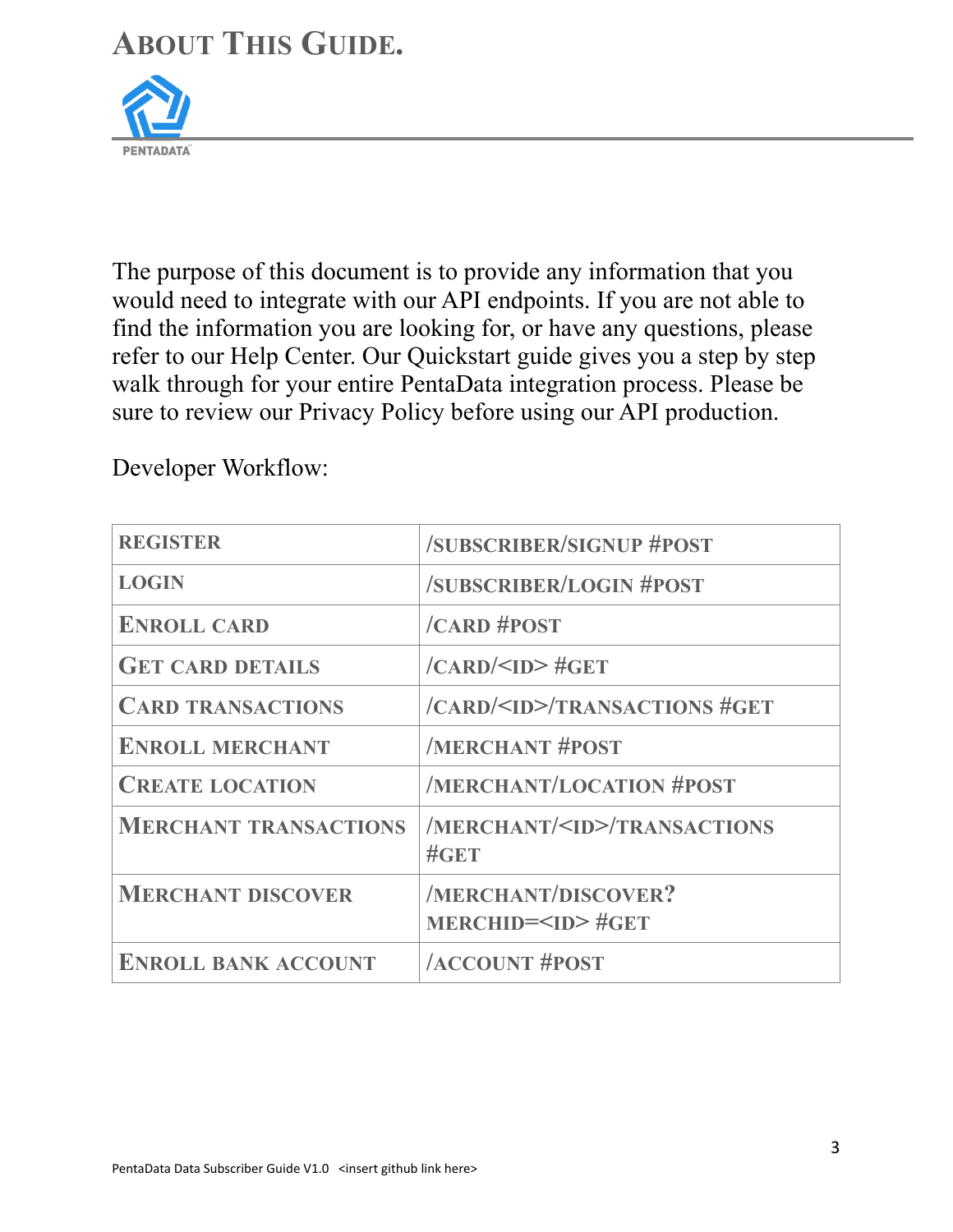# About This Guide.

The purpose of this document is to provide any information that you would need to integrate with our API endpoints. If you are not able to find the information you are looking for, or have any questions, please refer to our Help Center. Our Quickstart guide gives you a step by step walk through for your entire PentaData integration process. Please be sure to review our Privacy Policy before using our API production.

Developer Workflow:

| REGISTER | /SUBSCRIBER/SIGNUP #POST |
|---|---|
| LOGIN | /SUBSCRIBER/LOGIN #POST |
| ENROLL CARD | /CARD #POST |
| GET CARD DETAILS | /CARD/<ID> #GET |
| CARD TRANSACTIONS | /CARD/<ID>/TRANSACTIONS #GET |
| ENROLL MERCHANT | /MERCHANT #POST |
| CREATE LOCATION | /MERCHANT/LOCATION #POST |
| MERCHANT TRANSACTIONS | /MERCHANT/<ID>/TRANSACTIONS #GET |
| MERCHANT DISCOVER | /MERCHANT/DISCOVER?MERCHID=<ID> #GET |
| ENROLL BANK ACCOUNT | /ACCOUNT #POST |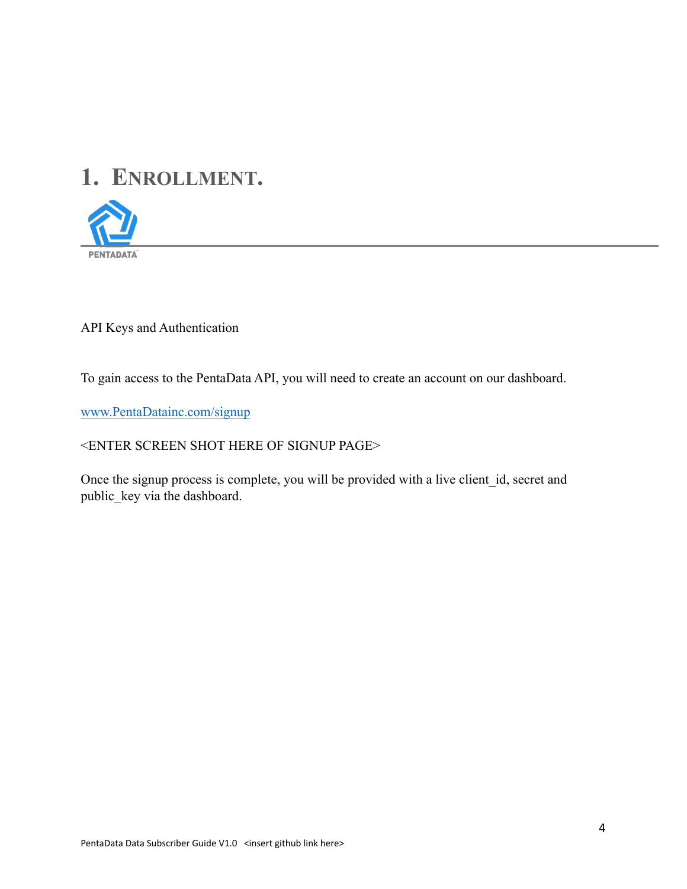# 1. Enrollment.

API Keys and Authentication

To gain access to the PentaData API, you will need to create an account on our dashboard.

[www.PentaDatainc.com/signup](www.PentaDatainc.com/signup)

<ENTER SCREEN SHOT HERE OF SIGNUP PAGE>

Once the signup process is complete, you will be provided with a live client_id, secret and public_key via the dashboard.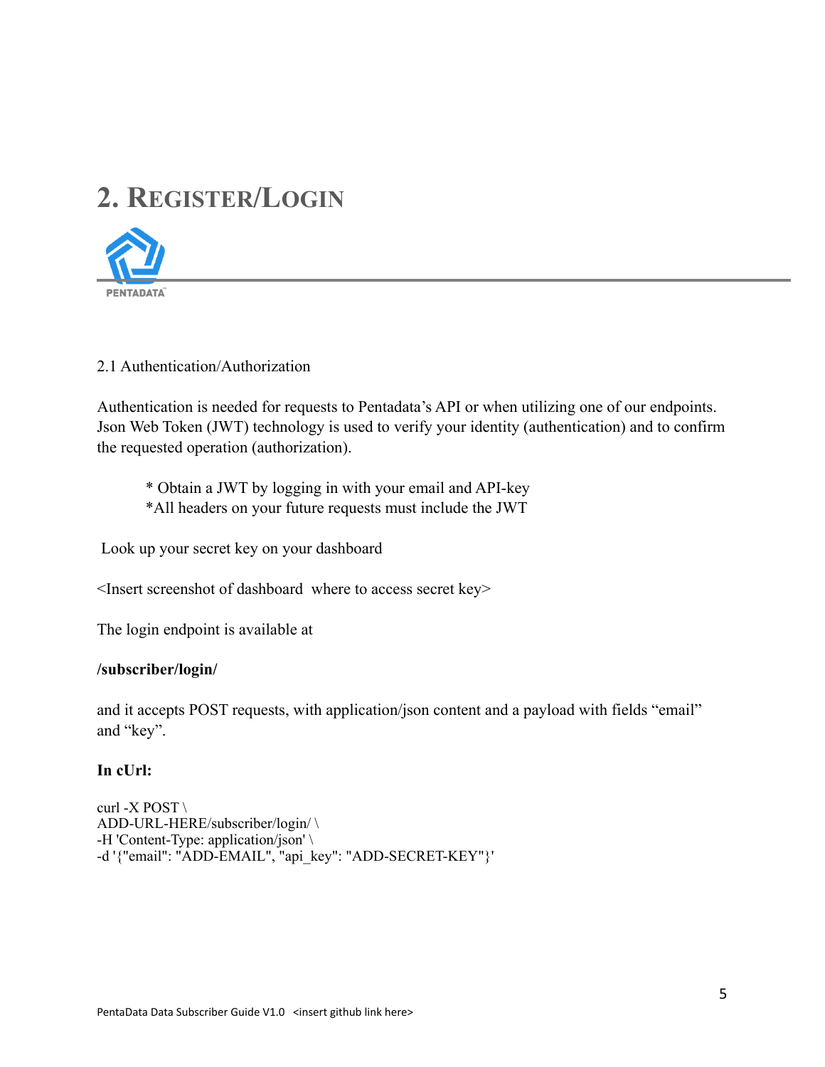# 2. Register/Login

PENTADATA

2.1 Authentication/Authorization

Authentication is needed for requests to Pentadata's API or when utilizing one of our endpoints. Json Web Token (JWT) technology is used to verify your identity (authentication) and to confirm the requested operation (authorization).

> * Obtain a JWT by logging in with your email and API-key
> *All headers on your future requests must include the JWT

Look up your secret key on your dashboard

<Insert screenshot of dashboard where to access secret key>

The login endpoint is available at

**/subscriber/login/**

and it accepts POST requests, with application/json content and a payload with fields "email" and "key".

**In cUrl:**

```
curl -X POST \
ADD-URL-HERE/subscriber/login/ \
-H 'Content-Type: application/json' \
-d '{"email": "ADD-EMAIL", "api_key": "ADD-SECRET-KEY"}'
```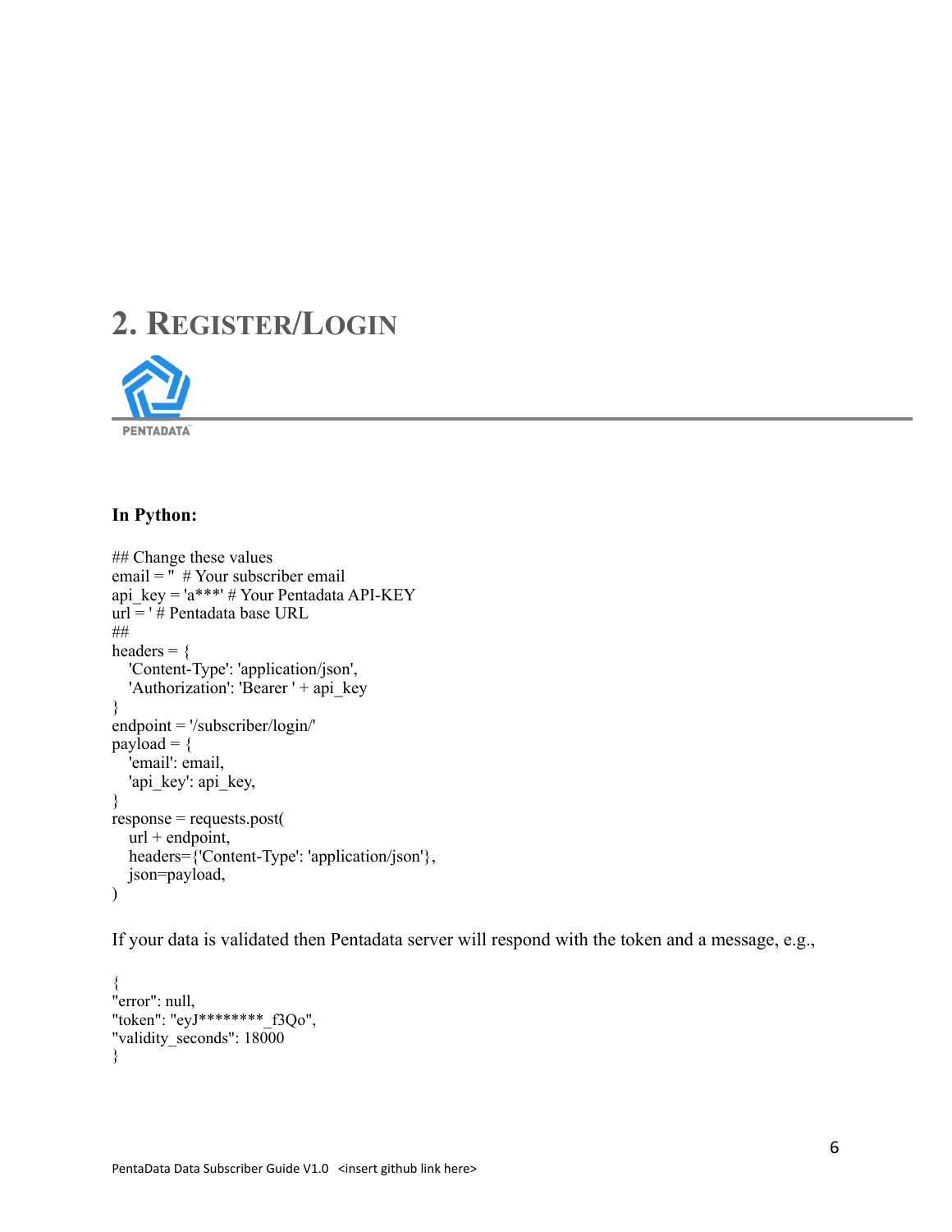# 2. Register/Login

PENTADATA

**In Python:**

```
## Change these values
email = '' # Your subscriber email
api_key = 'a***' # Your Pentadata API-KEY
url = ' # Pentadata base URL
##
headers = {
    'Content-Type': 'application/json',
    'Authorization': 'Bearer ' + api_key
}
endpoint = '/subscriber/login/'
payload = {
    'email': email,
    'api_key': api_key,
}
response = requests.post(
    url + endpoint,
    headers={'Content-Type': 'application/json'},
    json=payload,
)
```

If your data is validated then Pentadata server will respond with the token and a message, e.g.,

```
{
"error": null,
"token": "eyJ********_f3Qo",
"validity_seconds": 18000
}
```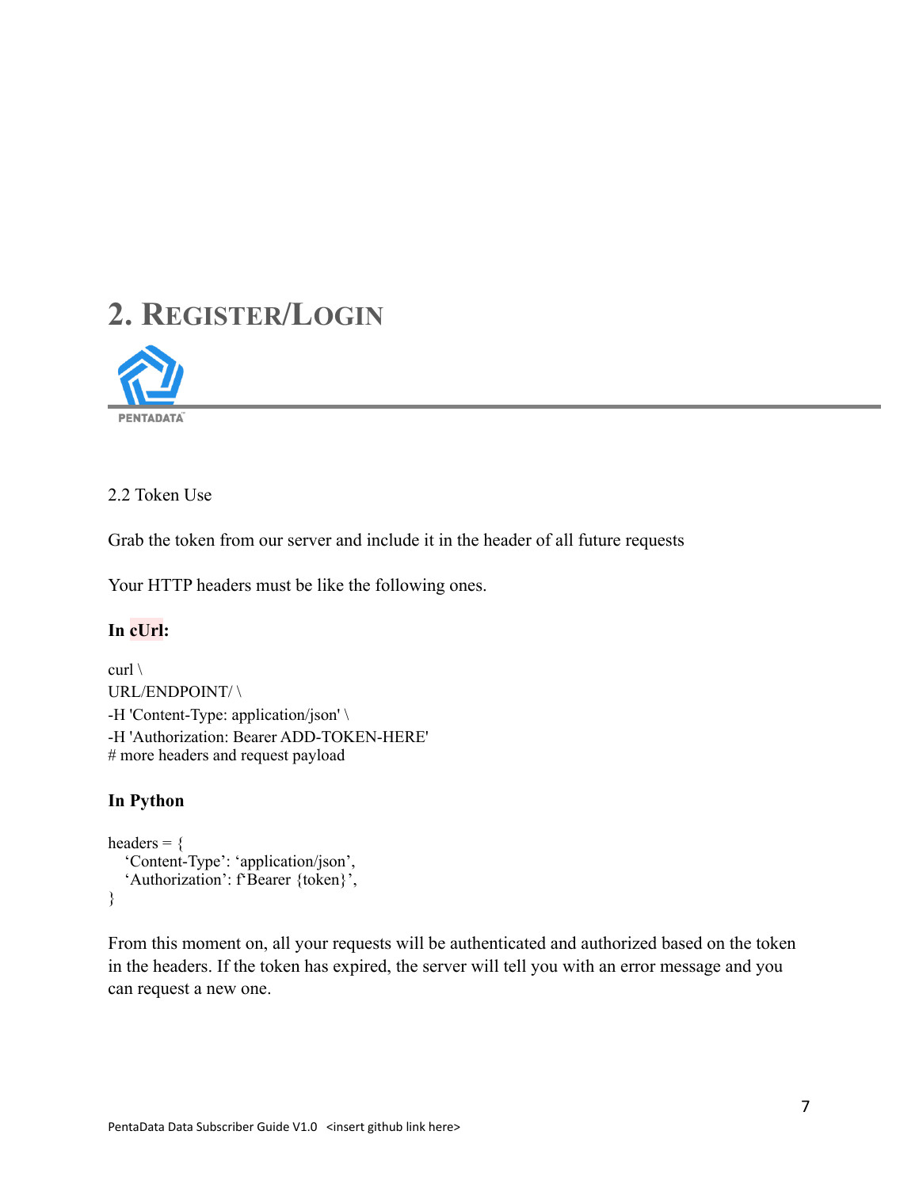# 2. Register/Login

2.2 Token Use

Grab the token from our server and include it in the header of all future requests

Your HTTP headers must be like the following ones.

**In cUrl:**

```
curl \
URL/ENDPOINT/ \
-H 'Content-Type: application/json' \
-H 'Authorization: Bearer ADD-TOKEN-HERE'
# more headers and request payload
```

**In Python**

```
headers = {
   'Content-Type': 'application/json',
   'Authorization': f'Bearer {token}',
}
```

From this moment on, all your requests will be authenticated and authorized based on the token in the headers. If the token has expired, the server will tell you with an error message and you can request a new one.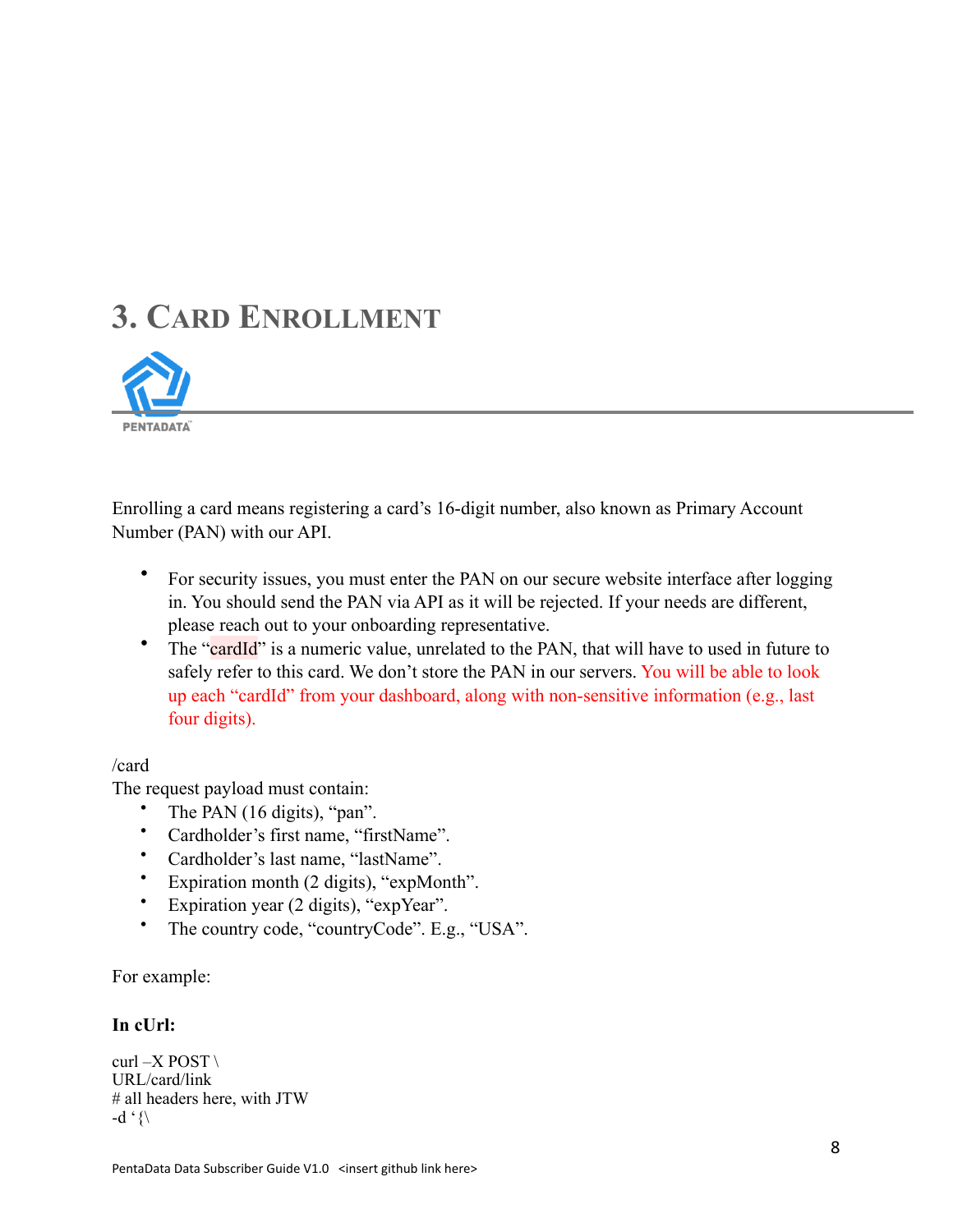# 3. Card Enrollment

Enrolling a card means registering a card's 16-digit number, also known as Primary Account Number (PAN) with our API.

- For security issues, you must enter the PAN on our secure website interface after logging in. You should send the PAN via API as it will be rejected. If your needs are different, please reach out to your onboarding representative.
- The "cardId" is a numeric value, unrelated to the PAN, that will have to used in future to safely refer to this card. We don't store the PAN in our servers. You will be able to look up each "cardId" from your dashboard, along with non-sensitive information (e.g., last four digits).

/card

The request payload must contain:

- The PAN (16 digits), "pan".
- Cardholder's first name, "firstName".
- Cardholder's last name, "lastName".
- Expiration month (2 digits), "expMonth".
- Expiration year (2 digits), "expYear".
- The country code, "countryCode". E.g., "USA".

For example:

**In cUrl:**

```
curl –X POST \
URL/card/link
# all headers here, with JTW
-d '{\
```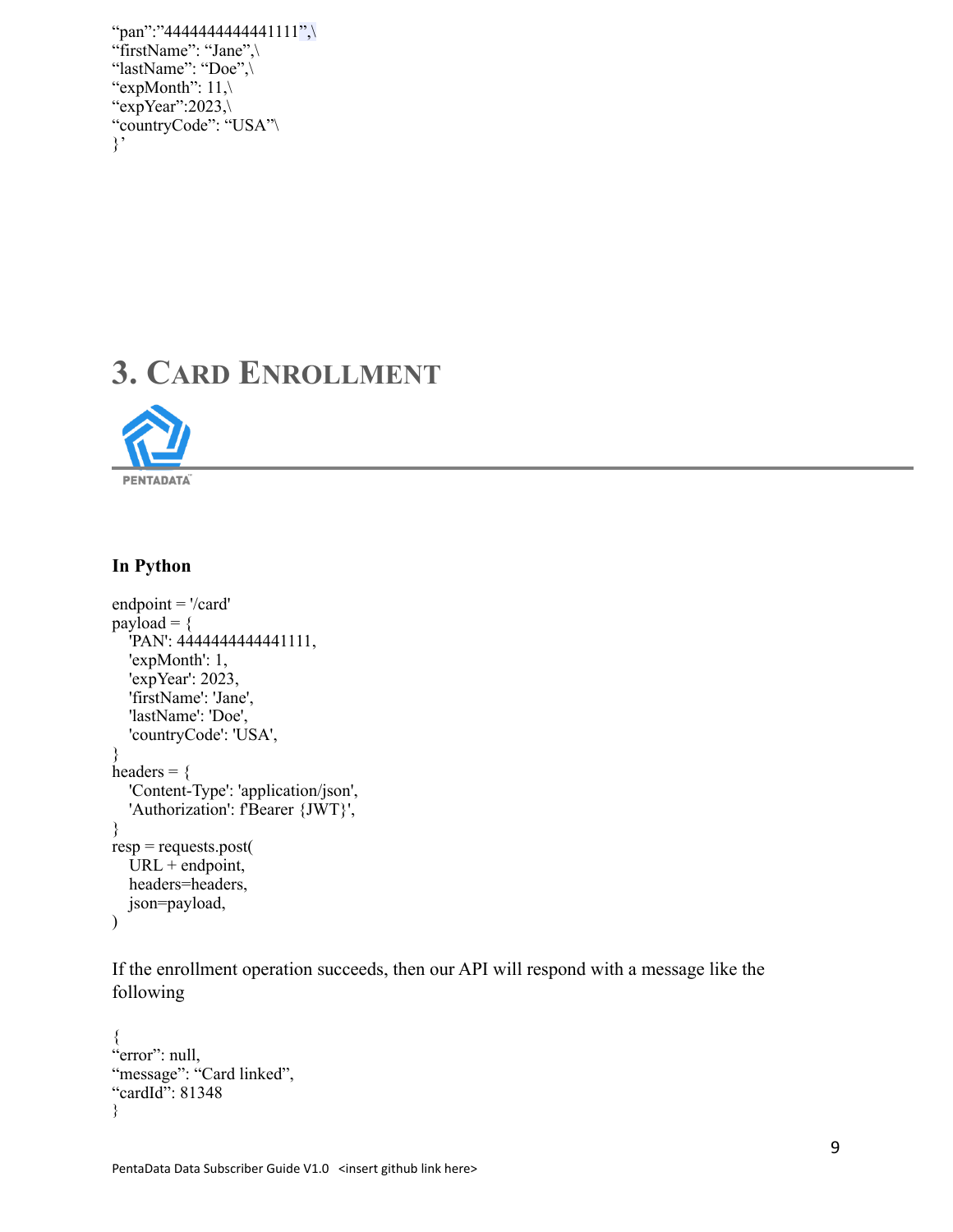```
"pan":"4444444444441111",\
"firstName": "Jane",\
"lastName": "Doe",\
"expMonth": 11,\
"expYear":2023,\
"countryCode": "USA"\
}'
```

# 3. Card Enrollment

PENTADATA

### In Python

```
endpoint = '/card'
payload = {
    'PAN': 4444444444441111,
    'expMonth': 1,
    'expYear': 2023,
    'firstName': 'Jane',
    'lastName': 'Doe',
    'countryCode': 'USA',
}
headers = {
    'Content-Type': 'application/json',
    'Authorization': f'Bearer {JWT}',
}
resp = requests.post(
    URL + endpoint,
    headers=headers,
    json=payload,
)
```

If the enrollment operation succeeds, then our API will respond with a message like the following

```
{
"error": null,
"message": "Card linked",
"cardId": 81348
}
```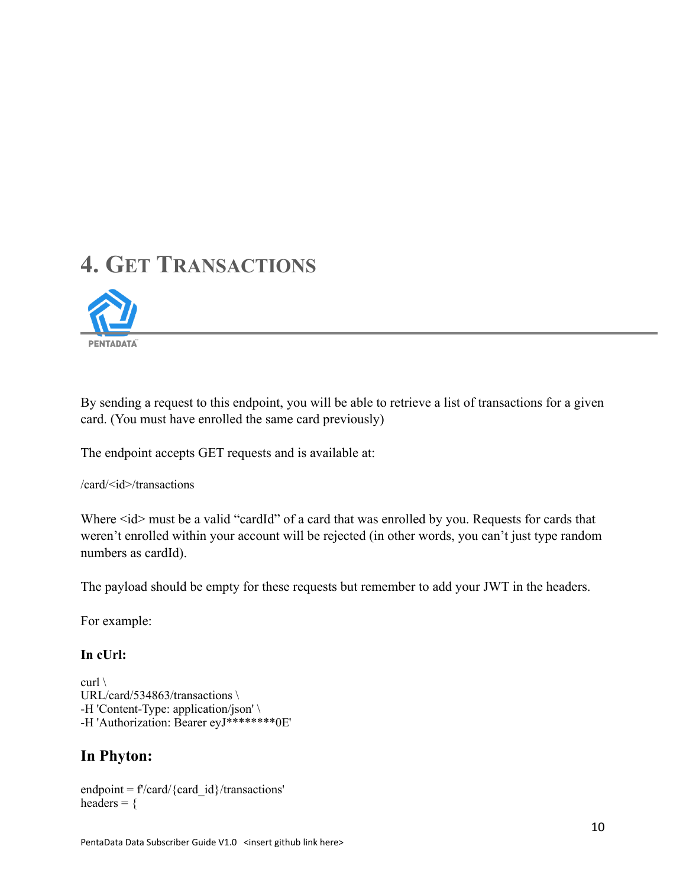# 4. Get Transactions

By sending a request to this endpoint, you will be able to retrieve a list of transactions for a given card. (You must have enrolled the same card previously)

The endpoint accepts GET requests and is available at:

```
/card/<id>/transactions
```

Where <id> must be a valid "cardId" of a card that was enrolled by you. Requests for cards that weren't enrolled within your account will be rejected (in other words, you can't just type random numbers as cardId).

The payload should be empty for these requests but remember to add your JWT in the headers.

For example:

**In cUrl:**

```
curl \
URL/card/534863/transactions \
-H 'Content-Type: application/json' \
-H 'Authorization: Bearer eyJ********0E'
```

## In Phyton:

```
endpoint = f'/card/{card_id}/transactions'
headers = {
```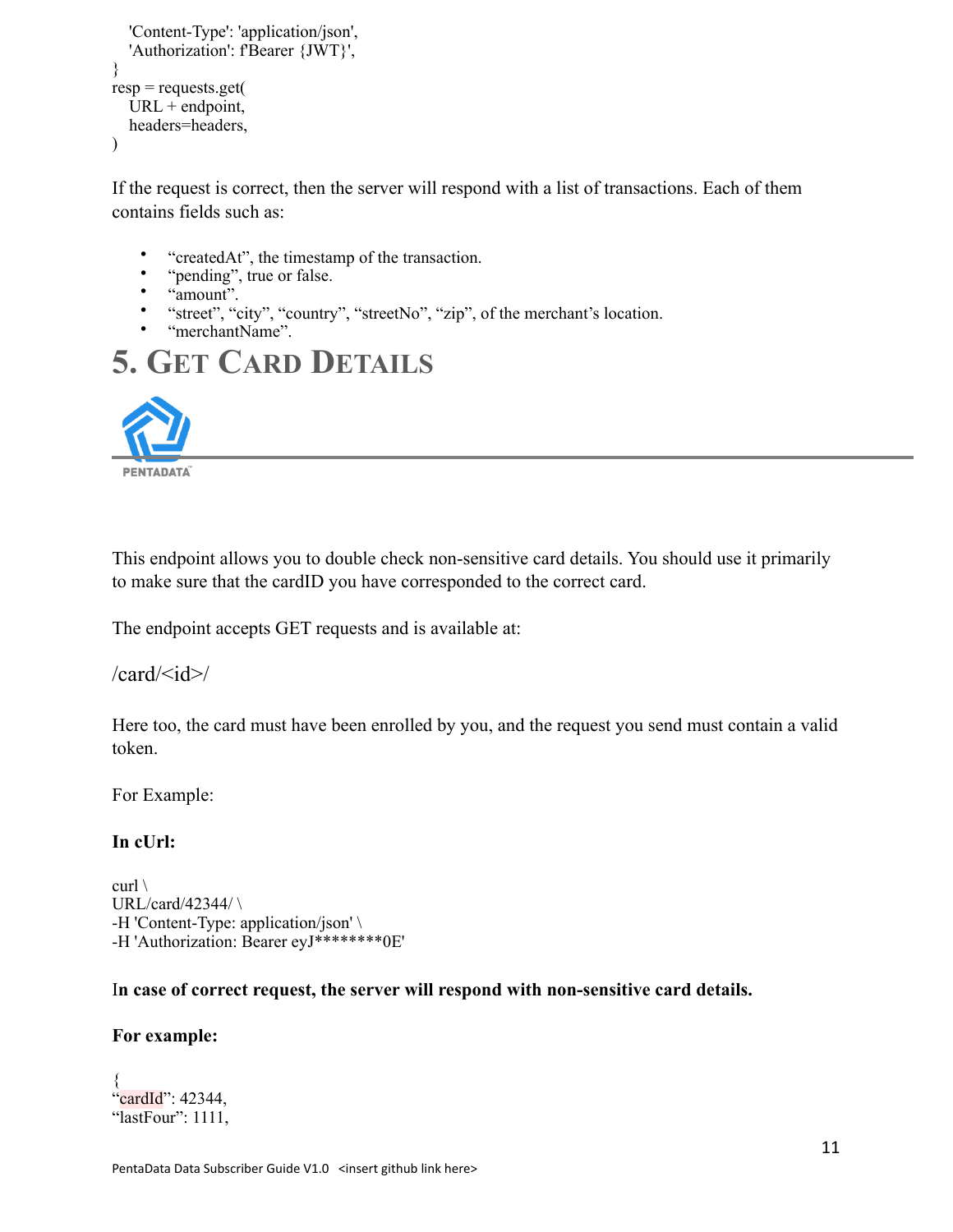```
    'Content-Type': 'application/json',
    'Authorization': f'Bearer {JWT}',
}
resp = requests.get(
    URL + endpoint,
    headers=headers,
)
```

If the request is correct, then the server will respond with a list of transactions. Each of them contains fields such as:

- "createdAt", the timestamp of the transaction.
- "pending", true or false.
- "amount".
- "street", "city", "country", "streetNo", "zip", of the merchant's location.
- "merchantName".

# 5. Get Card Details

This endpoint allows you to double check non-sensitive card details. You should use it primarily to make sure that the cardID you have corresponded to the correct card.

The endpoint accepts GET requests and is available at:

/card/<id>/

Here too, the card must have been enrolled by you, and the request you send must contain a valid token.

For Example:

**In cUrl:**

```
curl \
URL/card/42344/ \
-H 'Content-Type: application/json' \
-H 'Authorization: Bearer eyJ********0E'
```

**In case of correct request, the server will respond with non-sensitive card details.**

**For example:**

```
{
"cardId": 42344,
"lastFour": 1111,
```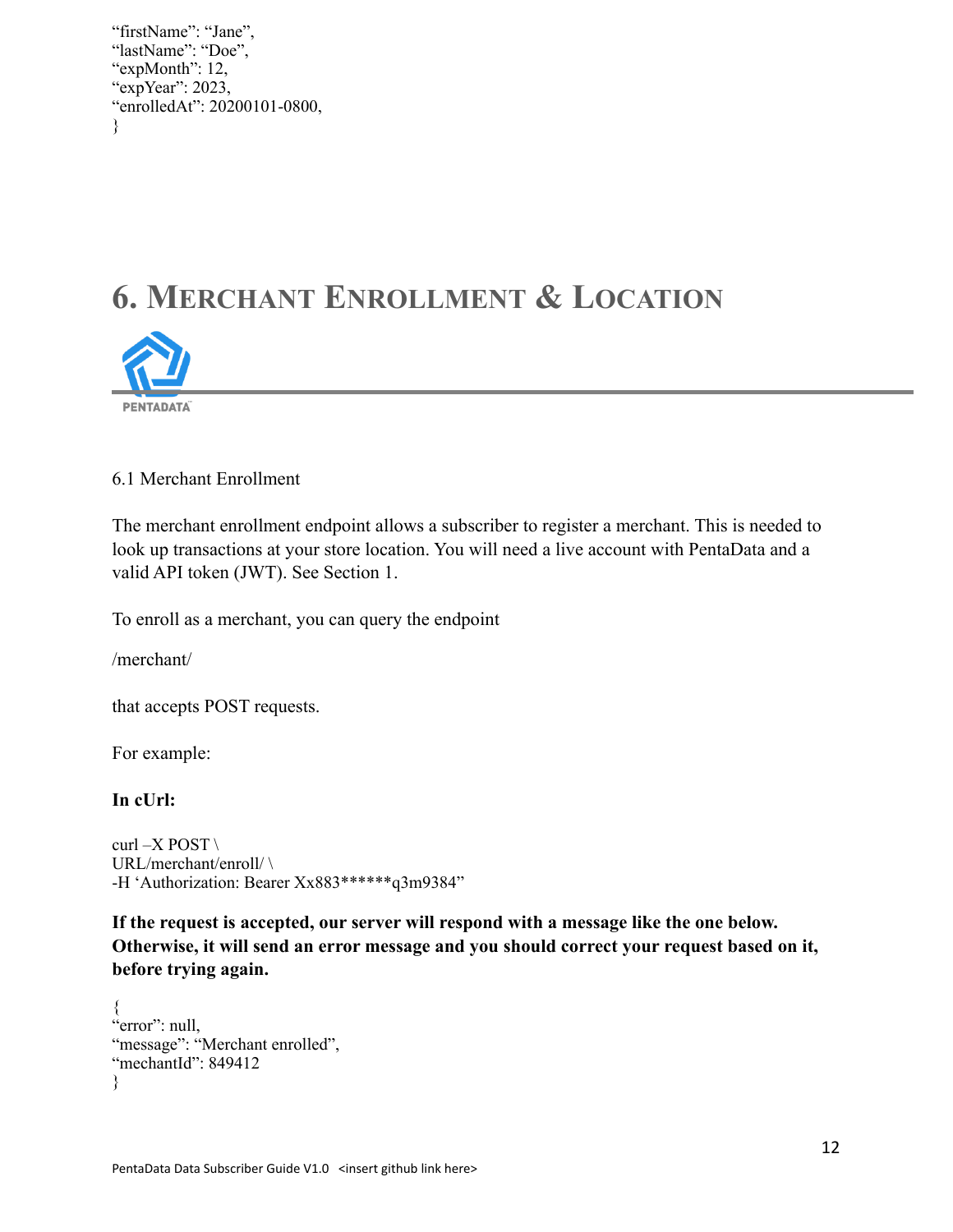```
"firstName": "Jane",
"lastName": "Doe",
"expMonth": 12,
"expYear": 2023,
"enrolledAt": 20200101-0800,
}
```

# 6. Merchant Enrollment & Location

PENTADATA™

6.1 Merchant Enrollment

The merchant enrollment endpoint allows a subscriber to register a merchant. This is needed to look up transactions at your store location. You will need a live account with PentaData and a valid API token (JWT). See Section 1.

To enroll as a merchant, you can query the endpoint

/merchant/

that accepts POST requests.

For example:

**In cUrl:**

```
curl –X POST \
URL/merchant/enroll/ \
-H 'Authorization: Bearer Xx883******q3m9384"
```

**If the request is accepted, our server will respond with a message like the one below. Otherwise, it will send an error message and you should correct your request based on it, before trying again.**

```
{
"error": null,
"message": "Merchant enrolled",
"mechantId": 849412
}
```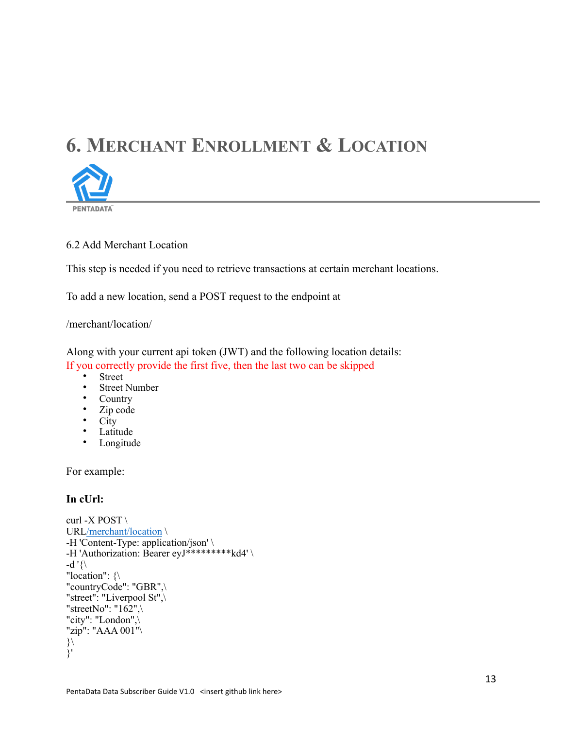# 6. Merchant Enrollment & Location

6.2 Add Merchant Location

This step is needed if you need to retrieve transactions at certain merchant locations.

To add a new location, send a POST request to the endpoint at

/merchant/location/

Along with your current api token (JWT) and the following location details:
If you correctly provide the first five, then the last two can be skipped

- Street
- Street Number
- Country
- Zip code
- City
- Latitude
- Longitude

For example:

**In cUrl:**

```
curl -X POST \
URL/merchant/location \
-H 'Content-Type: application/json' \
-H 'Authorization: Bearer eyJ*********kd4' \
-d '{\
"location": {\
"countryCode": "GBR",\
"street": "Liverpool St",\
"streetNo": "162",\
"city": "London",\
"zip": "AAA 001"\
}\
}'
```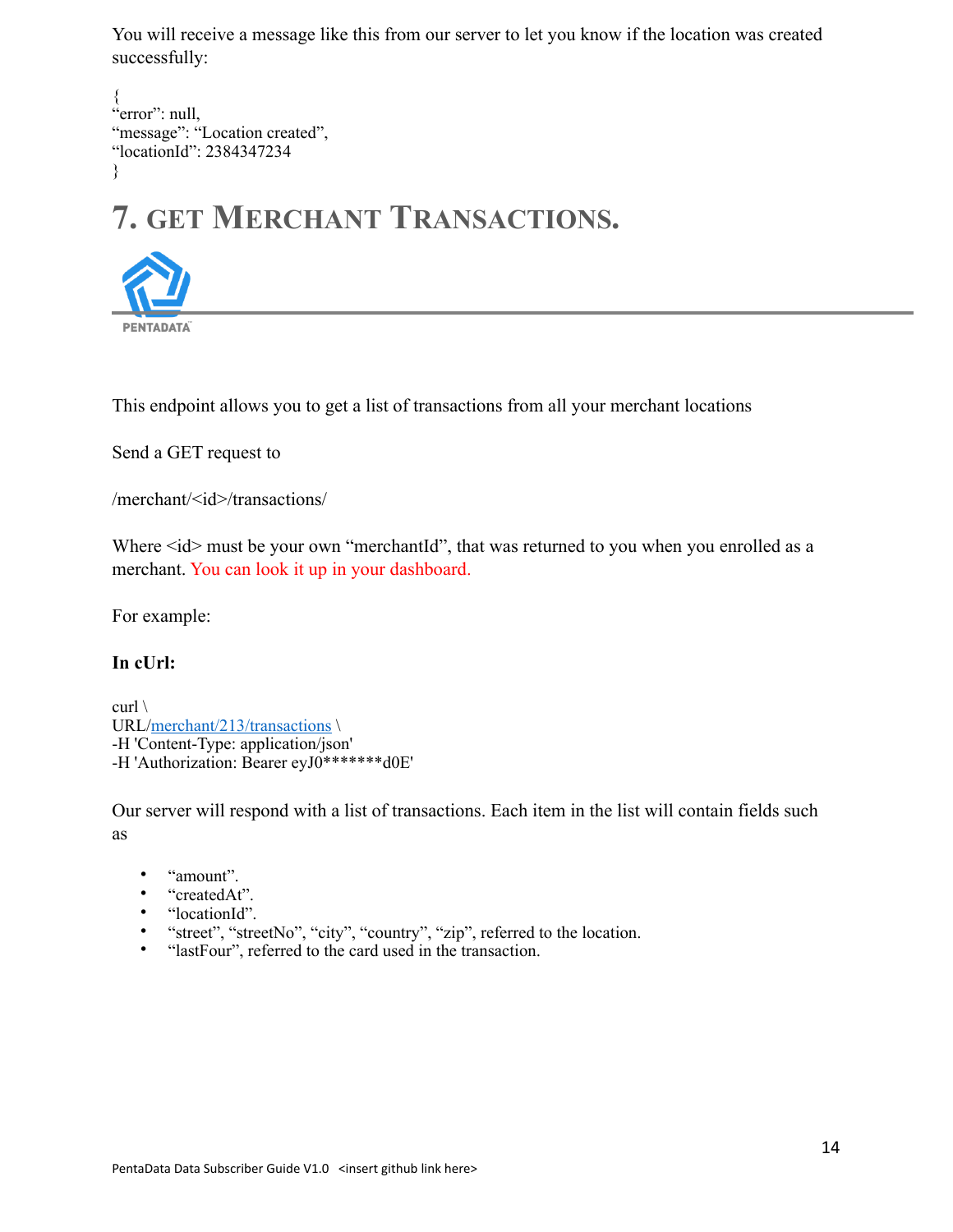You will receive a message like this from our server to let you know if the location was created successfully:

```
{
"error": null,
"message": "Location created",
"locationId": 2384347234
}
```

## 7. GET MERCHANT TRANSACTIONS.

This endpoint allows you to get a list of transactions from all your merchant locations

Send a GET request to

/merchant/<id>/transactions/

Where <id> must be your own "merchantId", that was returned to you when you enrolled as a merchant. You can look it up in your dashboard.

For example:

**In cUrl:**

```
curl \
URL/merchant/213/transactions \
-H 'Content-Type: application/json'
-H 'Authorization: Bearer eyJ0*******d0E'
```

Our server will respond with a list of transactions. Each item in the list will contain fields such as

- "amount".
- "createdAt".
- "locationId".
- "street", "streetNo", "city", "country", "zip", referred to the location.
- "lastFour", referred to the card used in the transaction.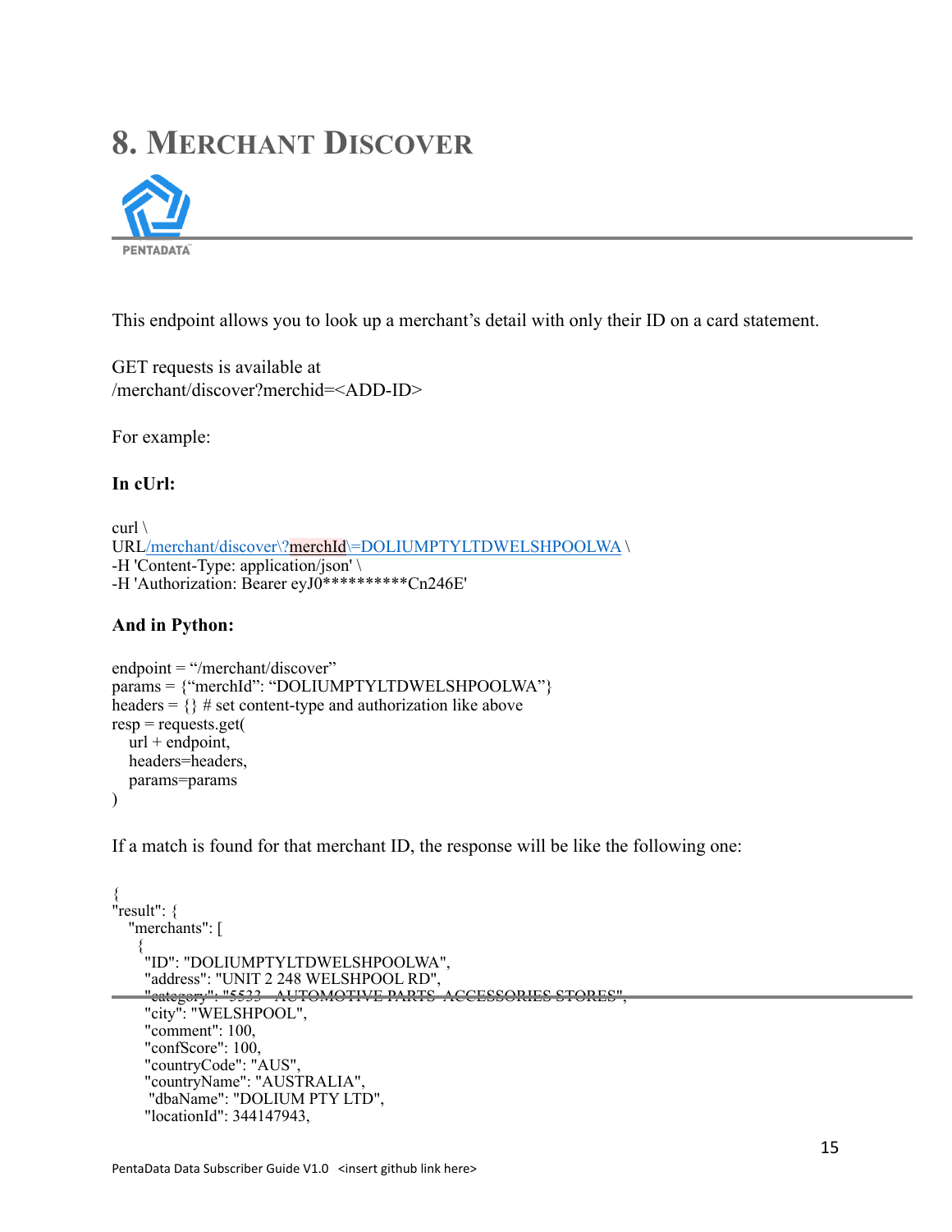# 8. Merchant Discover

This endpoint allows you to look up a merchant's detail with only their ID on a card statement.

GET requests is available at
/merchant/discover?merchid=<ADD-ID>

For example:

**In cUrl:**

```
curl \
URL/merchant/discover\?merchId\=DOLIUMPTYLTDWELSHPOOLWA \
-H 'Content-Type: application/json' \
-H 'Authorization: Bearer eyJ0**********Cn246E'
```

**And in Python:**

```
endpoint = "/merchant/discover"
params = {"merchId": "DOLIUMPTYLTDWELSHPOOLWA"}
headers = {} # set content-type and authorization like above
resp = requests.get(
   url + endpoint,
   headers=headers,
   params=params
)
```

If a match is found for that merchant ID, the response will be like the following one:

```
{
"result": {
   "merchants": [
     {
      "ID": "DOLIUMPTYLTDWELSHPOOLWA",
      "address": "UNIT 2 248 WELSHPOOL RD",
      "category": "5533 - AUTOMOTIVE PARTS, ACCESSORIES STORES",
      "city": "WELSHPOOL",
      "comment": 100,
      "confScore": 100,
      "countryCode": "AUS",
      "countryName": "AUSTRALIA",
       "dbaName": "DOLIUM PTY LTD",
      "locationId": 344147943,
```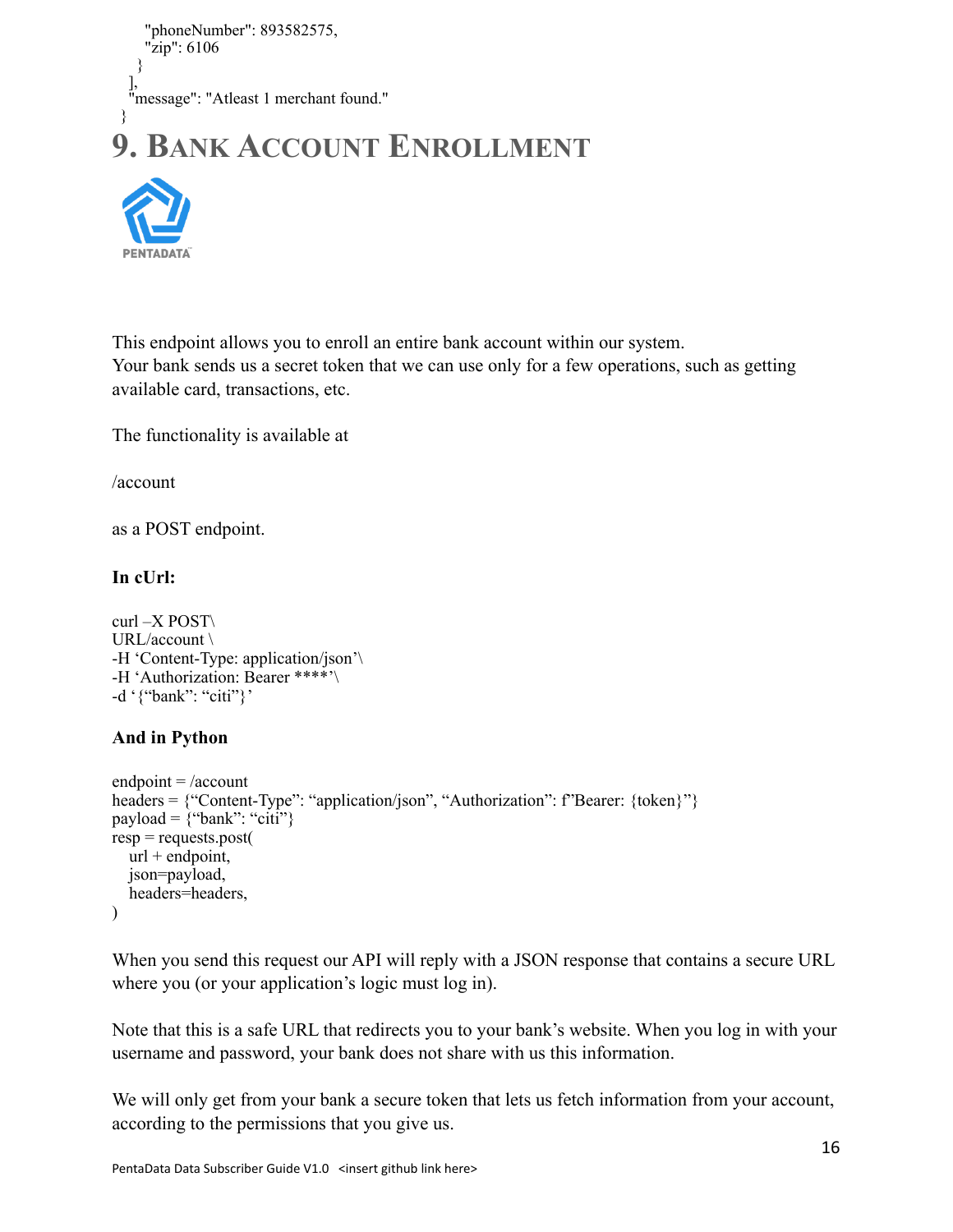```
    "phoneNumber": 893582575,
    "zip": 6106
  }
 ],
 "message": "Atleast 1 merchant found."
}
```

# 9. Bank Account Enrollment

This endpoint allows you to enroll an entire bank account within our system.
Your bank sends us a secret token that we can use only for a few operations, such as getting available card, transactions, etc.

The functionality is available at

/account

as a POST endpoint.

**In cUrl:**

```
curl –X POST\
URL/account \
-H ‘Content-Type: application/json’\
-H ‘Authorization: Bearer ****’\
-d ‘{“bank”: “citi”}’
```

**And in Python**

```
endpoint = /account
headers = {“Content-Type”: “application/json”, “Authorization”: f”Bearer: {token}”}
payload = {“bank”: “citi”}
resp = requests.post(
   url + endpoint,
   json=payload,
   headers=headers,
)
```

When you send this request our API will reply with a JSON response that contains a secure URL where you (or your application’s logic must log in).

Note that this is a safe URL that redirects you to your bank’s website. When you log in with your username and password, your bank does not share with us this information.

We will only get from your bank a secure token that lets us fetch information from your account, according to the permissions that you give us.